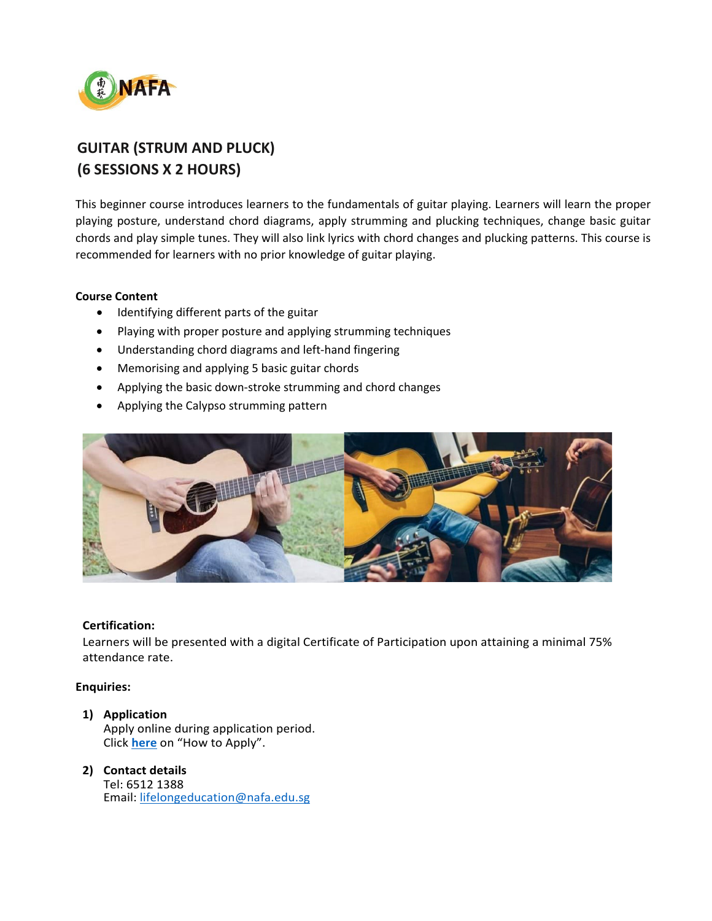# GUITAR (STRUM AND PLUCK)
# (6 SESSIONS X 2 HOURS)

This beginner course introduces learners to the fundamentals of guitar playing. Learners will learn the proper playing posture, understand chord diagrams, apply strumming and plucking techniques, change basic guitar chords and play simple tunes. They will also link lyrics with chord changes and plucking patterns. This course is recommended for learners with no prior knowledge of guitar playing.

**Course Content**

- Identifying different parts of the guitar
- Playing with proper posture and applying strumming techniques
- Understanding chord diagrams and left-hand fingering
- Memorising and applying 5 basic guitar chords
- Applying the basic down-stroke strumming and chord changes
- Applying the Calypso strumming pattern

**Certification:**

Learners will be presented with a digital Certificate of Participation upon attaining a minimal 75% attendance rate.

**Enquiries:**

1) **Application**
   Apply online during application period.
   Click **here** on "How to Apply".

2) **Contact details**
   Tel: 6512 1388
   Email: lifelongeducation@nafa.edu.sg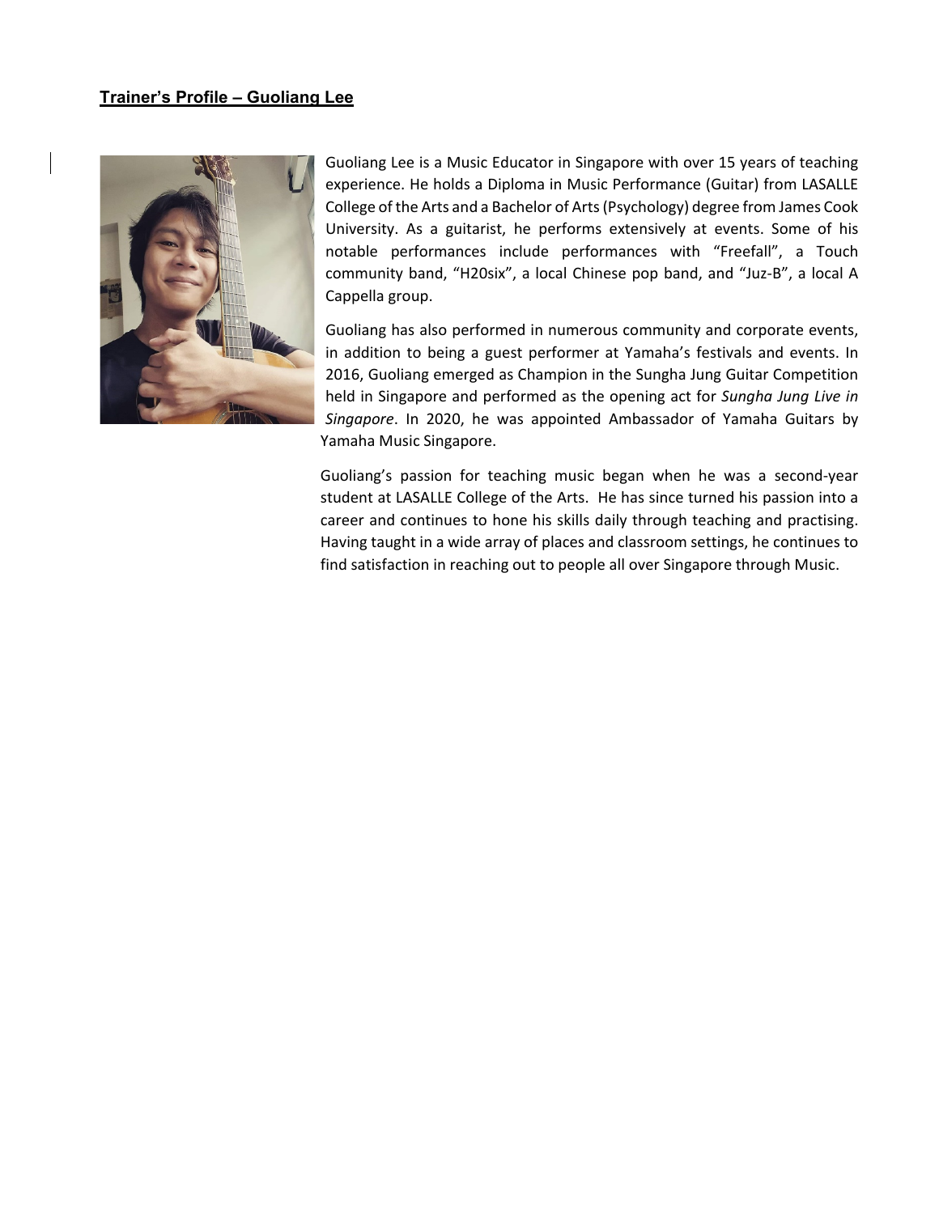**Trainer's Profile – Guoliang Lee**

Guoliang Lee is a Music Educator in Singapore with over 15 years of teaching experience. He holds a Diploma in Music Performance (Guitar) from LASALLE College of the Arts and a Bachelor of Arts (Psychology) degree from James Cook University. As a guitarist, he performs extensively at events. Some of his notable performances include performances with "Freefall", a Touch community band, "H20six", a local Chinese pop band, and "Juz-B", a local A Cappella group.

Guoliang has also performed in numerous community and corporate events, in addition to being a guest performer at Yamaha's festivals and events. In 2016, Guoliang emerged as Champion in the Sungha Jung Guitar Competition held in Singapore and performed as the opening act for *Sungha Jung Live in Singapore*. In 2020, he was appointed Ambassador of Yamaha Guitars by Yamaha Music Singapore.

Guoliang's passion for teaching music began when he was a second-year student at LASALLE College of the Arts. He has since turned his passion into a career and continues to hone his skills daily through teaching and practising. Having taught in a wide array of places and classroom settings, he continues to find satisfaction in reaching out to people all over Singapore through Music.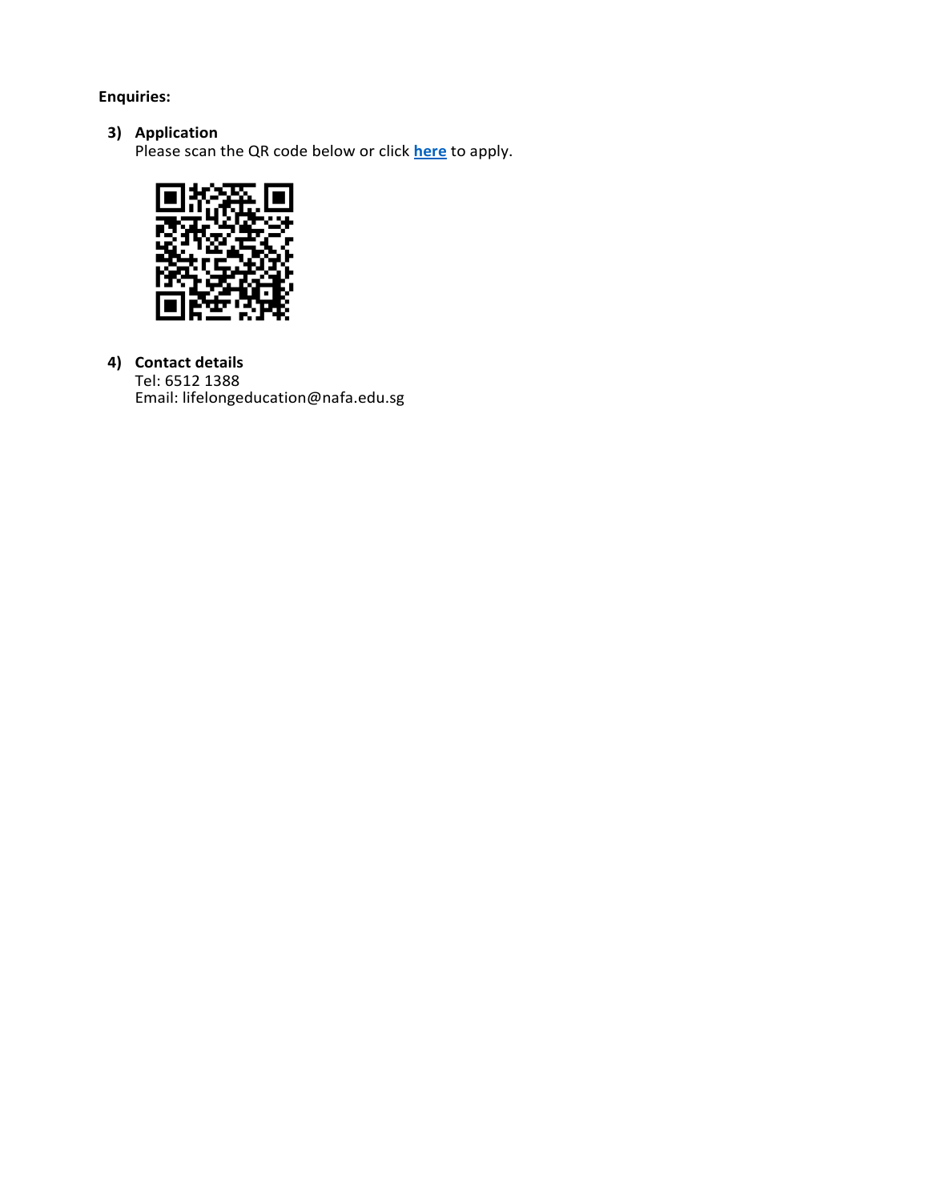**Enquiries:**

3) **Application**
   Please scan the QR code below or click **here** to apply.

4) **Contact details**
   Tel: 6512 1388
   Email: lifelongeducation@nafa.edu.sg